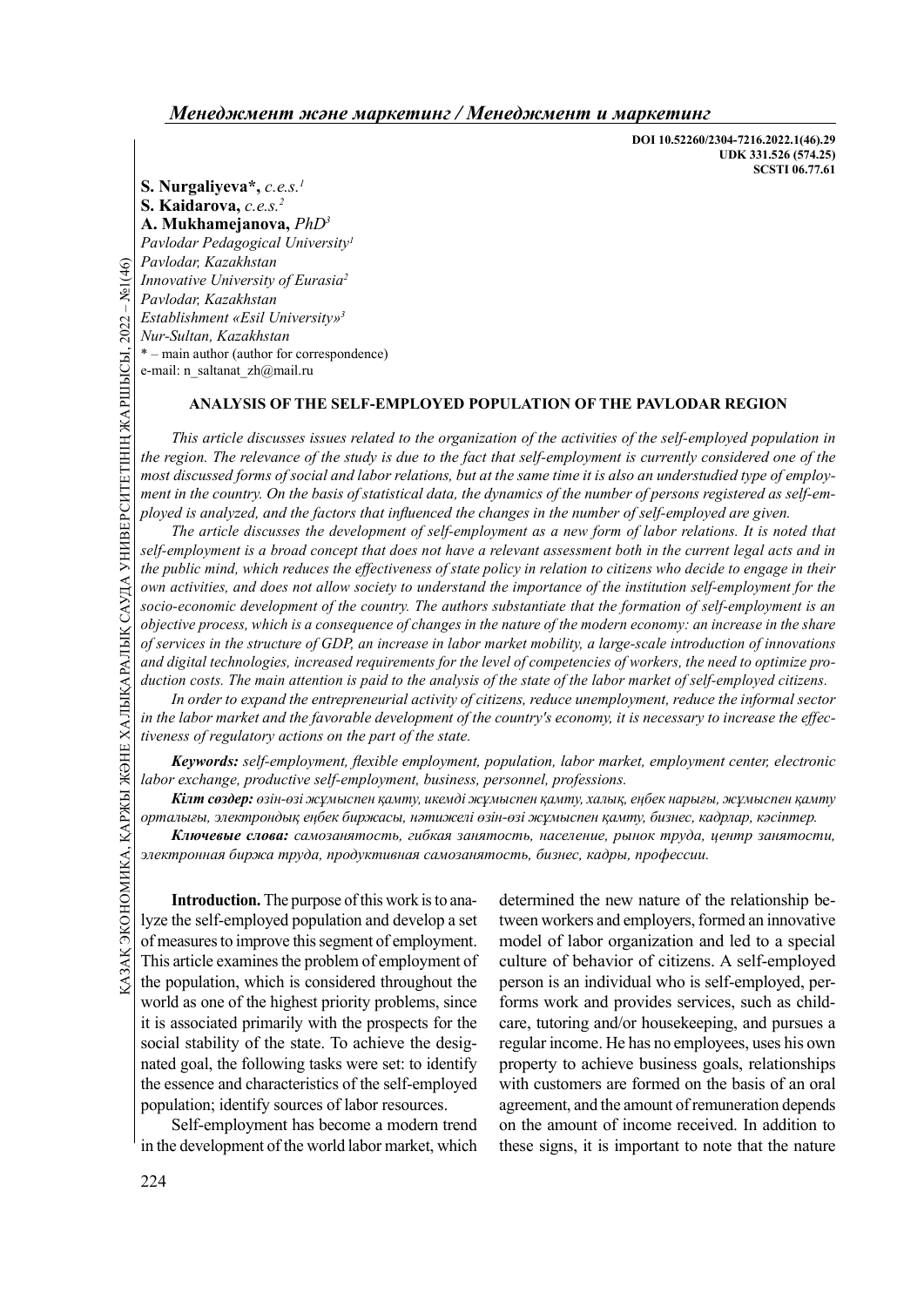DOI 10.52260/2304-7216.2022.1(46).29
UDK 331.526 (574.25)
SCSTI 06.77.61

**S. Nurgaliyeva\***, *c.e.s.*[1]
**S. Kaidarova**, *c.e.s.*[2]
**A. Mukhamejanova**, *PhD*[3]
*Pavlodar Pedagogical University*[1]
*Pavlodar, Kazakhstan*
*Innovative University of Eurasia*[2]
*Pavlodar, Kazakhstan*
*Establishment «Esil University»*[3]
*Nur-Sultan, Kazakhstan*
\* – main author (author for correspondence)
e-mail: n_saltanat_zh@mail.ru

# ANALYSIS OF THE SELF-EMPLOYED POPULATION OF THE PAVLODAR REGION

*This article discusses issues related to the organization of the activities of the self-employed population in the region. The relevance of the study is due to the fact that self-employment is currently considered one of the most discussed forms of social and labor relations, but at the same time it is also an understudied type of employment in the country. On the basis of statistical data, the dynamics of the number of persons registered as self-employed is analyzed, and the factors that influenced the changes in the number of self-employed are given.*

*The article discusses the development of self-employment as a new form of labor relations. It is noted that self-employment is a broad concept that does not have a relevant assessment both in the current legal acts and in the public mind, which reduces the effectiveness of state policy in relation to citizens who decide to engage in their own activities, and does not allow society to understand the importance of the institution self-employment for the socio-economic development of the country. The authors substantiate that the formation of self-employment is an objective process, which is a consequence of changes in the nature of the modern economy: an increase in the share of services in the structure of GDP, an increase in labor market mobility, a large-scale introduction of innovations and digital technologies, increased requirements for the level of competencies of workers, the need to optimize production costs. The main attention is paid to the analysis of the state of the labor market of self-employed citizens.*

*In order to expand the entrepreneurial activity of citizens, reduce unemployment, reduce the informal sector in the labor market and the favorable development of the country's economy, it is necessary to increase the effectiveness of regulatory actions on the part of the state.*

***Keywords:*** *self-employment, flexible employment, population, labor market, employment center, electronic labor exchange, productive self-employment, business, personnel, professions.*

***Кілт сөздер:*** *өзін-өзі жұмыспен қамту, икемді жұмыспен қамту, халық, еңбек нарығы, жұмыспен қамту орталығы, электрондық еңбек биржасы, нәтижелі өзін-өзі жұмыспен қамту, бизнес, кадрлар, кәсіптер.*

***Ключевые слова:*** *самозанятость, гибкая занятость, население, рынок труда, центр занятости, электронная биржа труда, продуктивная самозанятость, бизнес, кадры, профессии.*

**Introduction.** The purpose of this work is to analyze the self-employed population and develop a set of measures to improve this segment of employment. This article examines the problem of employment of the population, which is considered throughout the world as one of the highest priority problems, since it is associated primarily with the prospects for the social stability of the state. To achieve the designated goal, the following tasks were set: to identify the essence and characteristics of the self-employed population; identify sources of labor resources.

Self-employment has become a modern trend in the development of the world labor market, which determined the new nature of the relationship between workers and employers, formed an innovative model of labor organization and led to a special culture of behavior of citizens. A self-employed person is an individual who is self-employed, performs work and provides services, such as childcare, tutoring and/or housekeeping, and pursues a regular income. He has no employees, uses his own property to achieve business goals, relationships with customers are formed on the basis of an oral agreement, and the amount of remuneration depends on the amount of income received. In addition to these signs, it is important to note that the nature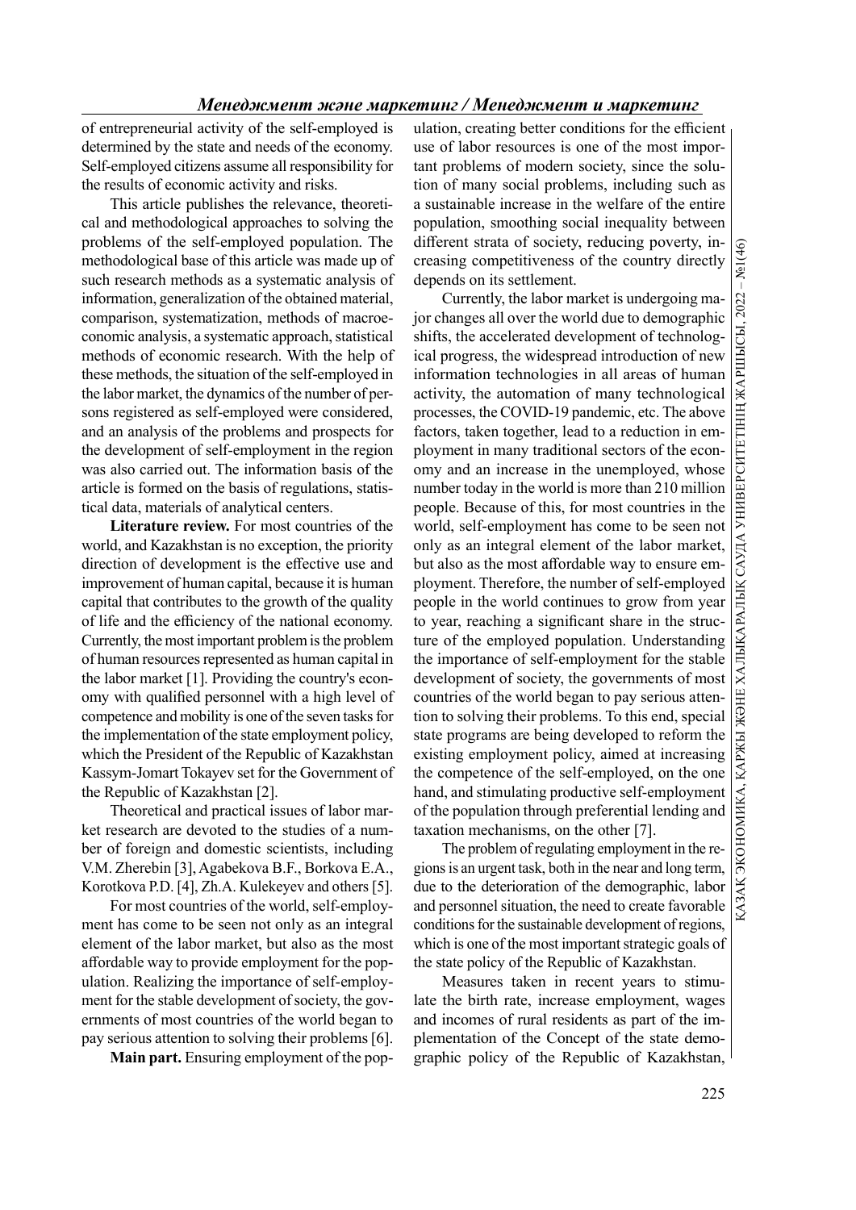of entrepreneurial activity of the self-employed is determined by the state and needs of the economy. Self-employed citizens assume all responsibility for the results of economic activity and risks.

This article publishes the relevance, theoretical and methodological approaches to solving the problems of the self-employed population. The methodological base of this article was made up of such research methods as a systematic analysis of information, generalization of the obtained material, comparison, systematization, methods of macroeconomic analysis, a systematic approach, statistical methods of economic research. With the help of these methods, the situation of the self-employed in the labor market, the dynamics of the number of persons registered as self-employed were considered, and an analysis of the problems and prospects for the development of self-employment in the region was also carried out. The information basis of the article is formed on the basis of regulations, statistical data, materials of analytical centers.

**Literature review.** For most countries of the world, and Kazakhstan is no exception, the priority direction of development is the effective use and improvement of human capital, because it is human capital that contributes to the growth of the quality of life and the efficiency of the national economy. Currently, the most important problem is the problem of human resources represented as human capital in the labor market [1]. Providing the country's economy with qualified personnel with a high level of competence and mobility is one of the seven tasks for the implementation of the state employment policy, which the President of the Republic of Kazakhstan Kassym-Jomart Tokayev set for the Government of the Republic of Kazakhstan [2].

Theoretical and practical issues of labor market research are devoted to the studies of a number of foreign and domestic scientists, including V.M. Zherebin [3], Agabekova B.F., Borkova E.A., Korotkova P.D. [4], Zh.A. Kulekeyev and others [5].

For most countries of the world, self-employment has come to be seen not only as an integral element of the labor market, but also as the most affordable way to provide employment for the population. Realizing the importance of self-employment for the stable development of society, the governments of most countries of the world began to pay serious attention to solving their problems [6].

**Main part.** Ensuring employment of the population, creating better conditions for the efficient use of labor resources is one of the most important problems of modern society, since the solution of many social problems, including such as a sustainable increase in the welfare of the entire population, smoothing social inequality between different strata of society, reducing poverty, increasing competitiveness of the country directly depends on its settlement.

Currently, the labor market is undergoing major changes all over the world due to demographic shifts, the accelerated development of technological progress, the widespread introduction of new information technologies in all areas of human activity, the automation of many technological processes, the COVID-19 pandemic, etc. The above factors, taken together, lead to a reduction in employment in many traditional sectors of the economy and an increase in the unemployed, whose number today in the world is more than 210 million people. Because of this, for most countries in the world, self-employment has come to be seen not only as an integral element of the labor market, but also as the most affordable way to ensure employment. Therefore, the number of self-employed people in the world continues to grow from year to year, reaching a significant share in the structure of the employed population. Understanding the importance of self-employment for the stable development of society, the governments of most countries of the world began to pay serious attention to solving their problems. To this end, special state programs are being developed to reform the existing employment policy, aimed at increasing the competence of the self-employed, on the one hand, and stimulating productive self-employment of the population through preferential lending and taxation mechanisms, on the other [7].

The problem of regulating employment in the regions is an urgent task, both in the near and long term, due to the deterioration of the demographic, labor and personnel situation, the need to create favorable conditions for the sustainable development of regions, which is one of the most important strategic goals of the state policy of the Republic of Kazakhstan.

Measures taken in recent years to stimulate the birth rate, increase employment, wages and incomes of rural residents as part of the implementation of the Concept of the state demographic policy of the Republic of Kazakhstan,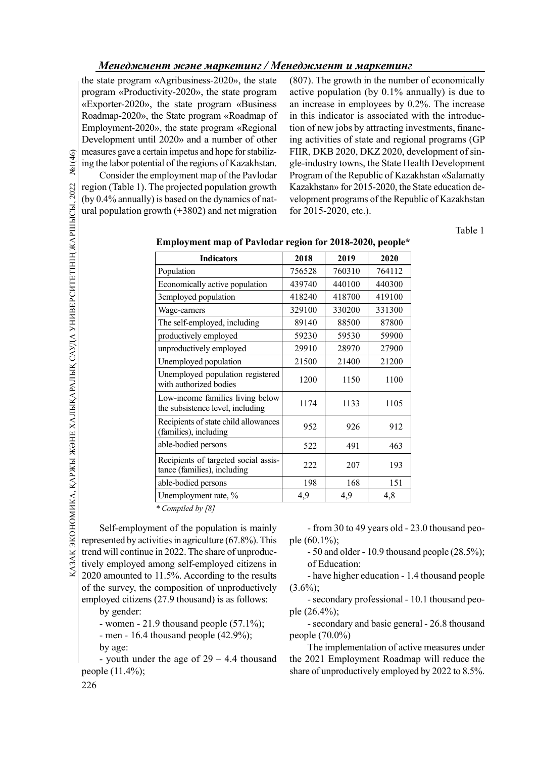the state program «Agribusiness-2020», the state program «Productivity-2020», the state program «Exporter-2020», the state program «Business Roadmap-2020», the State program «Roadmap of Employment-2020», the state program «Regional Development until 2020» and a number of other measures gave a certain impetus and hope for stabilizing the labor potential of the regions of Kazakhstan.

Consider the employment map of the Pavlodar region (Table 1). The projected population growth (by 0.4% annually) is based on the dynamics of natural population growth (+3802) and net migration (807). The growth in the number of economically active population (by 0.1% annually) is due to an increase in employees by 0.2%. The increase in this indicator is associated with the introduction of new jobs by attracting investments, financing activities of state and regional programs (GP FIIR, DKB 2020, DKZ 2020, development of single-industry towns, the State Health Development Program of the Republic of Kazakhstan «Salamatty Kazakhstan» for 2015-2020, the State education development programs of the Republic of Kazakhstan for 2015-2020, etc.).

Table 1

**Employment map of Pavlodar region for 2018-2020, people\***

| Indicators | 2018 | 2019 | 2020 |
|---|---|---|---|
| Population | 756528 | 760310 | 764112 |
| Economically active population | 439740 | 440100 | 440300 |
| 3employed population | 418240 | 418700 | 419100 |
| Wage-earners | 329100 | 330200 | 331300 |
| The self-employed, including | 89140 | 88500 | 87800 |
| productively employed | 59230 | 59530 | 59900 |
| unproductively employed | 29910 | 28970 | 27900 |
| Unemployed population | 21500 | 21400 | 21200 |
| Unemployed population registered with authorized bodies | 1200 | 1150 | 1100 |
| Low-income families living below the subsistence level, including | 1174 | 1133 | 1105 |
| Recipients of state child allowances (families), including | 952 | 926 | 912 |
| able-bodied persons | 522 | 491 | 463 |
| Recipients of targeted social assistance (families), including | 222 | 207 | 193 |
| able-bodied persons | 198 | 168 | 151 |
| Unemployment rate, % | 4,9 | 4,9 | 4,8 |

*\* Compiled by [8]*

Self-employment of the population is mainly represented by activities in agriculture (67.8%). This trend will continue in 2022. The share of unproductively employed among self-employed citizens in 2020 amounted to 11.5%. According to the results of the survey, the composition of unproductively employed citizens (27.9 thousand) is as follows:

by gender:

- women - 21.9 thousand people (57.1%);
- men - 16.4 thousand people (42.9%);

by age:

- youth under the age of 29 – 4.4 thousand people (11.4%);
- from 30 to 49 years old - 23.0 thousand people (60.1%);
- 50 and older - 10.9 thousand people (28.5%);

of Education:

- have higher education - 1.4 thousand people (3.6%);
- secondary professional - 10.1 thousand people (26.4%);
- secondary and basic general - 26.8 thousand people (70.0%)

The implementation of active measures under the 2021 Employment Roadmap will reduce the share of unproductively employed by 2022 to 8.5%.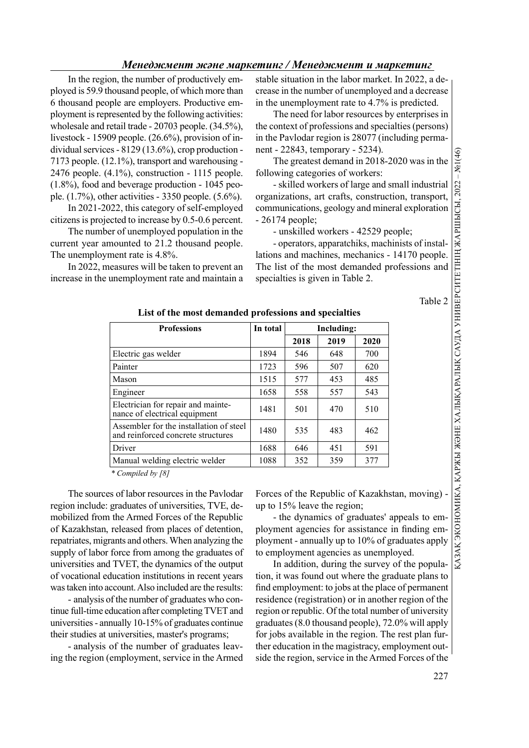In the region, the number of productively employed is 59.9 thousand people, of which more than 6 thousand people are employers. Productive employment is represented by the following activities: wholesale and retail trade - 20703 people. (34.5%), livestock - 15909 people. (26.6%), provision of individual services - 8129 (13.6%), crop production - 7173 people. (12.1%), transport and warehousing - 2476 people. (4.1%), construction - 1115 people. (1.8%), food and beverage production - 1045 people. (1.7%), other activities - 3350 people. (5.6%).

In 2021-2022, this category of self-employed citizens is projected to increase by 0.5-0.6 percent.

The number of unemployed population in the current year amounted to 21.2 thousand people. The unemployment rate is 4.8%.

In 2022, measures will be taken to prevent an increase in the unemployment rate and maintain a stable situation in the labor market. In 2022, a decrease in the number of unemployed and a decrease in the unemployment rate to 4.7% is predicted.

The need for labor resources by enterprises in the context of professions and specialties (persons) in the Pavlodar region is 28077 (including permanent - 22843, temporary - 5234).

The greatest demand in 2018-2020 was in the following categories of workers:

- skilled workers of large and small industrial organizations, art crafts, construction, transport, communications, geology and mineral exploration - 26174 people;
- unskilled workers - 42529 people;
- operators, apparatchiks, machinists of installations and machines, mechanics - 14170 people.

The list of the most demanded professions and specialties is given in Table 2.

Table 2

**List of the most demanded professions and specialties**

| Professions | In total | Including: | | |
|---|---|---|---|---|
| | | 2018 | 2019 | 2020 |
| Electric gas welder | 1894 | 546 | 648 | 700 |
| Painter | 1723 | 596 | 507 | 620 |
| Mason | 1515 | 577 | 453 | 485 |
| Engineer | 1658 | 558 | 557 | 543 |
| Electrician for repair and maintenance of electrical equipment | 1481 | 501 | 470 | 510 |
| Assembler for the installation of steel and reinforced concrete structures | 1480 | 535 | 483 | 462 |
| Driver | 1688 | 646 | 451 | 591 |
| Manual welding electric welder | 1088 | 352 | 359 | 377 |

*\* Compiled by [8]*

The sources of labor resources in the Pavlodar region include: graduates of universities, TVE, demobilized from the Armed Forces of the Republic of Kazakhstan, released from places of detention, repatriates, migrants and others. When analyzing the supply of labor force from among the graduates of universities and TVET, the dynamics of the output of vocational education institutions in recent years was taken into account. Also included are the results:

- analysis of the number of graduates who continue full-time education after completing TVET and universities - annually 10-15% of graduates continue their studies at universities, master's programs;
- analysis of the number of graduates leaving the region (employment, service in the Armed Forces of the Republic of Kazakhstan, moving) - up to 15% leave the region;
- the dynamics of graduates' appeals to employment agencies for assistance in finding employment - annually up to 10% of graduates apply to employment agencies as unemployed.

In addition, during the survey of the population, it was found out where the graduate plans to find employment: to jobs at the place of permanent residence (registration) or in another region of the region or republic. Of the total number of university graduates (8.0 thousand people), 72.0% will apply for jobs available in the region. The rest plan further education in the magistracy, employment outside the region, service in the Armed Forces of the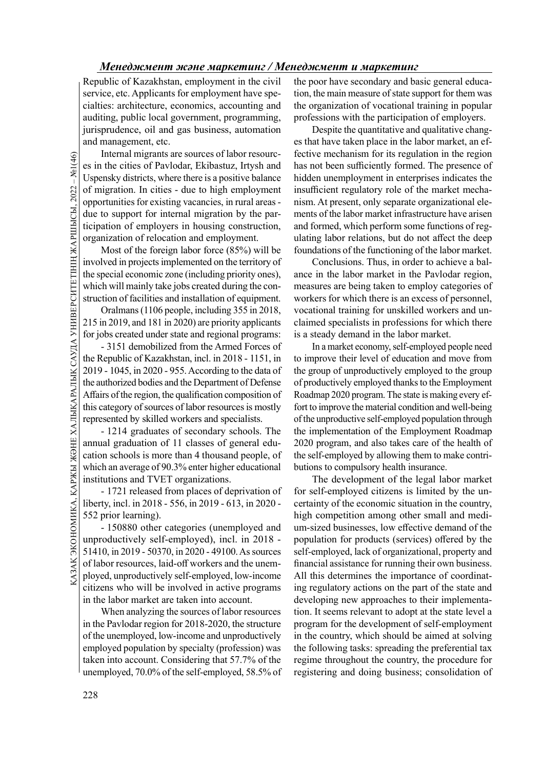Republic of Kazakhstan, employment in the civil service, etc. Applicants for employment have specialties: architecture, economics, accounting and auditing, public local government, programming, jurisprudence, oil and gas business, automation and management, etc.

Internal migrants are sources of labor resources in the cities of Pavlodar, Ekibastuz, Irtysh and Uspensky districts, where there is a positive balance of migration. In cities - due to high employment opportunities for existing vacancies, in rural areas - due to support for internal migration by the participation of employers in housing construction, organization of relocation and employment.

Most of the foreign labor force (85%) will be involved in projects implemented on the territory of the special economic zone (including priority ones), which will mainly take jobs created during the construction of facilities and installation of equipment.

Oralmans (1106 people, including 355 in 2018, 215 in 2019, and 181 in 2020) are priority applicants for jobs created under state and regional programs:

- 3151 demobilized from the Armed Forces of the Republic of Kazakhstan, incl. in 2018 - 1151, in 2019 - 1045, in 2020 - 955. According to the data of the authorized bodies and the Department of Defense Affairs of the region, the qualification composition of this category of sources of labor resources is mostly represented by skilled workers and specialists.

- 1214 graduates of secondary schools. The annual graduation of 11 classes of general education schools is more than 4 thousand people, of which an average of 90.3% enter higher educational institutions and TVET organizations.

- 1721 released from places of deprivation of liberty, incl. in 2018 - 556, in 2019 - 613, in 2020 - 552 prior learning).

- 150880 other categories (unemployed and unproductively self-employed), incl. in 2018 - 51410, in 2019 - 50370, in 2020 - 49100. As sources of labor resources, laid-off workers and the unemployed, unproductively self-employed, low-income citizens who will be involved in active programs in the labor market are taken into account.

When analyzing the sources of labor resources in the Pavlodar region for 2018-2020, the structure of the unemployed, low-income and unproductively employed population by specialty (profession) was taken into account. Considering that 57.7% of the unemployed, 70.0% of the self-employed, 58.5% of the poor have secondary and basic general education, the main measure of state support for them was the organization of vocational training in popular professions with the participation of employers.

Despite the quantitative and qualitative changes that have taken place in the labor market, an effective mechanism for its regulation in the region has not been sufficiently formed. The presence of hidden unemployment in enterprises indicates the insufficient regulatory role of the market mechanism. At present, only separate organizational elements of the labor market infrastructure have arisen and formed, which perform some functions of regulating labor relations, but do not affect the deep foundations of the functioning of the labor market.

Conclusions. Thus, in order to achieve a balance in the labor market in the Pavlodar region, measures are being taken to employ categories of workers for which there is an excess of personnel, vocational training for unskilled workers and unclaimed specialists in professions for which there is a steady demand in the labor market.

In a market economy, self-employed people need to improve their level of education and move from the group of unproductively employed to the group of productively employed thanks to the Employment Roadmap 2020 program. The state is making every effort to improve the material condition and well-being of the unproductive self-employed population through the implementation of the Employment Roadmap 2020 program, and also takes care of the health of the self-employed by allowing them to make contributions to compulsory health insurance.

The development of the legal labor market for self-employed citizens is limited by the uncertainty of the economic situation in the country, high competition among other small and medium-sized businesses, low effective demand of the population for products (services) offered by the self-employed, lack of organizational, property and financial assistance for running their own business. All this determines the importance of coordinating regulatory actions on the part of the state and developing new approaches to their implementation. It seems relevant to adopt at the state level a program for the development of self-employment in the country, which should be aimed at solving the following tasks: spreading the preferential tax regime throughout the country, the procedure for registering and doing business; consolidation of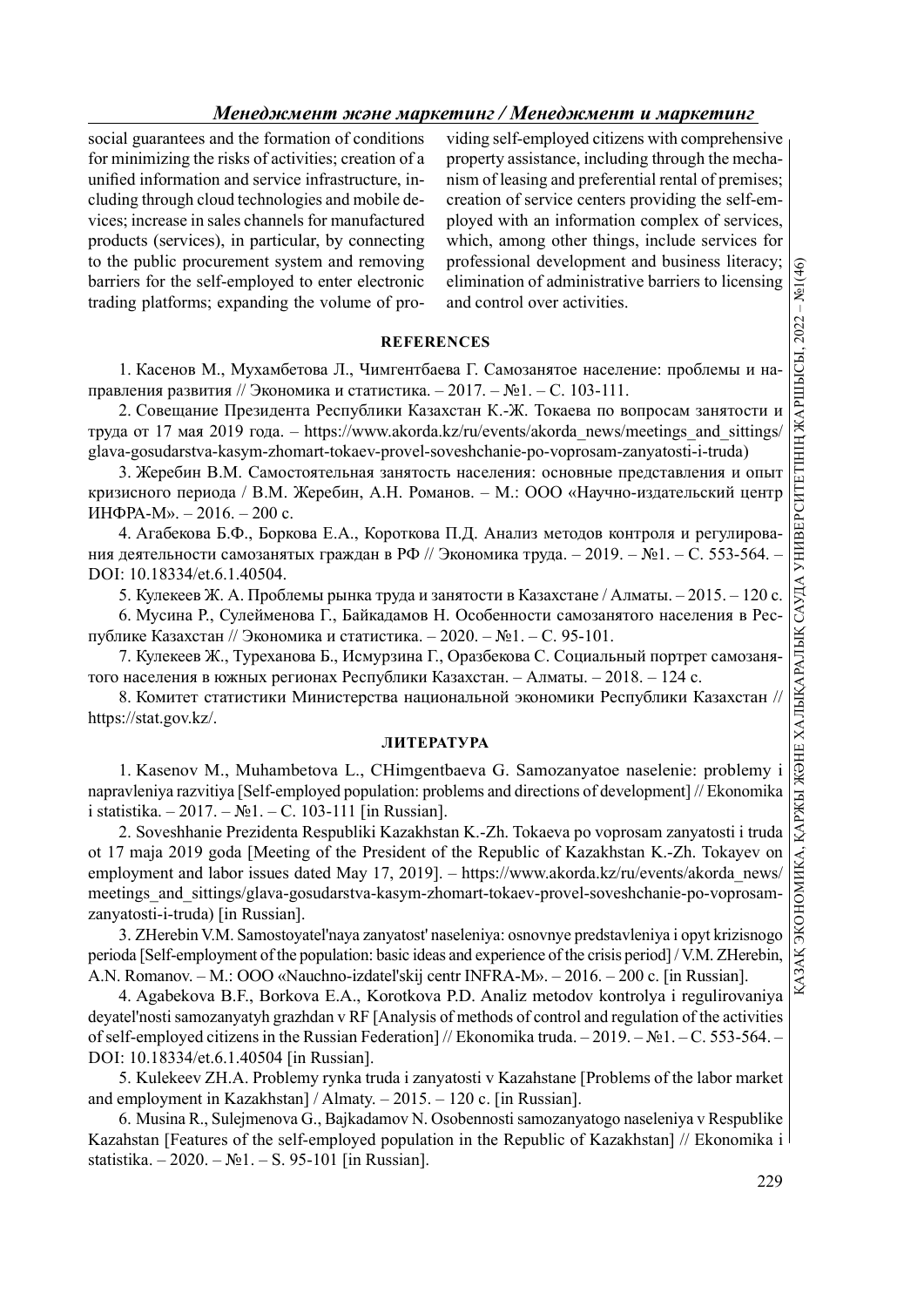social guarantees and the formation of conditions for minimizing the risks of activities; creation of a unified information and service infrastructure, including through cloud technologies and mobile devices; increase in sales channels for manufactured products (services), in particular, by connecting to the public procurement system and removing barriers for the self-employed to enter electronic trading platforms; expanding the volume of providing self-employed citizens with comprehensive property assistance, including through the mechanism of leasing and preferential rental of premises; creation of service centers providing the self-employed with an information complex of services, which, among other things, include services for professional development and business literacy; elimination of administrative barriers to licensing and control over activities.

## REFERENCES

1. Касенов М., Мухамбетова Л., Чимгентбаева Г. Самозанятое население: проблемы и направления развития // Экономика и статистика. – 2017. – №1. – С. 103-111.

2. Совещание Президента Республики Казахстан К.-Ж. Токаева по вопросам занятости и труда от 17 мая 2019 года. – https://www.akorda.kz/ru/events/akorda_news/meetings_and_sittings/glava-gosudarstva-kasym-zhomart-tokaev-provel-soveshchanie-po-voprosam-zanyatosti-i-truda)

3. Жеребин В.М. Самостоятельная занятость населения: основные представления и опыт кризисного периода / В.М. Жеребин, А.Н. Романов. – М.: ООО «Научно-издательский центр ИНФРА-М». – 2016. – 200 с.

4. Агабекова Б.Ф., Боркова Е.А., Короткова П.Д. Анализ методов контроля и регулирования деятельности самозанятых граждан в РФ // Экономика труда. – 2019. – №1. – С. 553-564. – DOI: 10.18334/et.6.1.40504.

5. Кулекеев Ж. А. Проблемы рынка труда и занятости в Казахстане / Алматы. – 2015. – 120 с.

6. Мусина Р., Сулейменова Г., Байкадамов Н. Особенности самозанятого населения в Республике Казахстан // Экономика и статистика. – 2020. – №1. – С. 95-101.

7. Кулекеев Ж., Туреханова Б., Исмурзина Г., Оразбекова С. Социальный портрет самозанятого населения в южных регионах Республики Казахстан. – Алматы. – 2018. – 124 с.

8. Комитет статистики Министерства национальной экономики Республики Казахстан // https://stat.gov.kz/.

## ЛИТЕРАТУРА

1. Kasenov M., Muhambetova L., CHimgentbaeva G. Samozanyatoe naselenie: problemy i napravleniya razvitiya [Self-employed population: problems and directions of development] // Ekonomika i statistika. – 2017. – №1. – C. 103-111 [in Russian].

2. Soveshhanie Prezidenta Respubliki Kazakhstan K.-Zh. Tokaeva po voprosam zanyatosti i truda ot 17 maja 2019 goda [Meeting of the President of the Republic of Kazakhstan K.-Zh. Tokayev on employment and labor issues dated May 17, 2019]. – https://www.akorda.kz/ru/events/akorda_news/meetings_and_sittings/glava-gosudarstva-kasym-zhomart-tokaev-provel-soveshchanie-po-voprosam-zanyatosti-i-truda) [in Russian].

3. ZHerebin V.M. Samostoyatel'naya zanyatost' naseleniya: osnovnye predstavleniya i opyt krizisnogo perioda [Self-employment of the population: basic ideas and experience of the crisis period] / V.M. ZHerebin, A.N. Romanov. – M.: OOO «Nauchno-izdatel'skij centr INFRA-M». – 2016. – 200 c. [in Russian].

4. Agabekova B.F., Borkova E.A., Korotkova P.D. Analiz metodov kontrolya i regulirovaniya deyatel'nosti samozanyatyh grazhdan v RF [Analysis of methods of control and regulation of the activities of self-employed citizens in the Russian Federation] // Ekonomika truda. – 2019. – №1. – C. 553-564. – DOI: 10.18334/et.6.1.40504 [in Russian].

5. Kulekeev ZH.A. Problemy rynka truda i zanyatosti v Kazahstane [Problems of the labor market and employment in Kazakhstan] / Almaty. – 2015. – 120 c. [in Russian].

6. Musina R., Sulejmenova G., Bajkadamov N. Osobennosti samozanyatogo naseleniya v Respublike Kazahstan [Features of the self-employed population in the Republic of Kazakhstan] // Ekonomika i statistika. – 2020. – №1. – S. 95-101 [in Russian].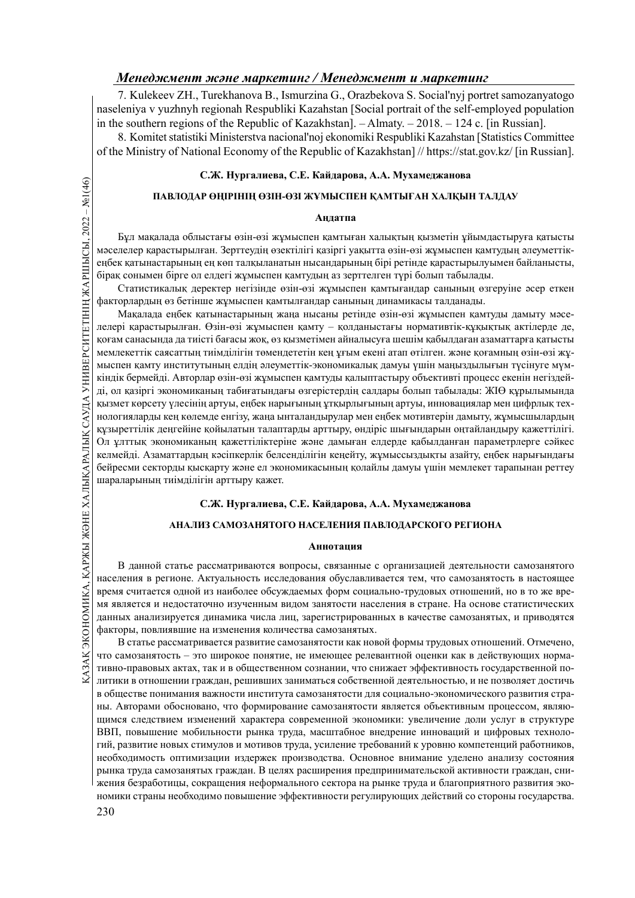7. Kulekeev ZH., Turekhanova B., Ismurzina G., Orazbekova S. Social'nyj portret samozanyatogo naseleniya v yuzhnyh regionah Respubliki Kazahstan [Social portrait of the self-employed population in the southern regions of the Republic of Kazakhstan]. – Almaty. – 2018. – 124 c. [in Russian].

8. Komitet statistiki Ministerstva nacional'noj ekonomiki Respubliki Kazahstan [Statistics Committee of the Ministry of National Economy of the Republic of Kazakhstan] // https://stat.gov.kz/ [in Russian].

**С.Ж. Нургалиева, С.Е. Кайдарова, А.А. Мухамеджанова**

## ПАВЛОДАР ӨҢІРІНІҢ ӨЗІН-ӨЗІ ЖҰМЫСПЕН ҚАМТЫҒАН ХАЛҚЫН ТАЛДАУ

### Аңдатпа

Бұл мақалада облыстағы өзін-өзі жұмыспен қамтыған халықтың қызметін ұйымдастыруға қатысты мәселелер қарастырылған. Зерттеудің өзектілігі қазіргі уақытта өзін-өзі жұмыспен қамтудың әлеуметтік-еңбек қатынастарының ең көп талқыланатын нысандарының бірі ретінде қарастырылуымен байланысты, бірақ сонымен бірге ол елдегі жұмыспен қамтудың аз зерттелген түрі болып табылады.

Статистикалық деректер негізінде өзін-өзі жұмыспен қамтығандар санының өзгеруіне әсер еткен факторлардың өз бетінше жұмыспен қамтылғандар санының динамикасы талданады.

Мақалада еңбек қатынастарының жаңа нысаны ретінде өзін-өзі жұмыспен қамтуды дамыту мәселелері қарастырылған. Өзін-өзі жұмыспен қамту – қолданыстағы нормативтік-құқықтық актілерде де, қоғам санасында да тиісті бағасы жоқ, өз қызметімен айналысуға шешім қабылдаған азаматтарға қатысты мемлекеттік саясаттың тиімділігін төмендететін кең ұғым екені атап өтілген. және қоғамның өзін-өзі жұмыспен қамту институтының елдің әлеуметтік-экономикалық дамуы үшін маңыздылығын түсінуге мүмкіндік бермейді. Авторлар өзін-өзі жұмыспен қамтуды қалыптастыру объективті процесс екенін негіздейді, ол қазіргі экономиканың табиғатындағы өзгерістердің салдары болып табылады: ЖІӨ құрылымында қызмет көрсету үлесінің артуы, еңбек нарығының ұтқырлығының артуы, инновациялар мен цифрлық технологияларды кең көлемде енгізу, жаңа ынталандырулар мен еңбек мотивтерін дамыту, жұмысшылардың құзыреттілік деңгейіне қойылатын талаптарды арттыру, өндіріс шығындарын оңтайландыру қажеттілігі. Ол ұлттық экономиканың қажеттіліктеріне және дамыған елдерде қабылданған параметрлерге сәйкес келмейді. Азаматтардың кәсіпкерлік белсенділігін кеңейту, жұмыссыздықты азайту, еңбек нарығындағы бейресми секторды қысқарту және ел экономикасының қолайлы дамуы үшін мемлекет тарапынан реттеу шараларының тиімділігін арттыру қажет.

**С.Ж. Нургалиева, С.Е. Кайдарова, А.А. Мухамеджанова**

## АНАЛИЗ САМОЗАНЯТОГО НАСЕЛЕНИЯ ПАВЛОДАРСКОГО РЕГИОНА

### Аннотация

В данной статье рассматриваются вопросы, связанные с организацией деятельности самозанятого населения в регионе. Актуальность исследования обуславливается тем, что самозанятость в настоящее время считается одной из наиболее обсуждаемых форм социально-трудовых отношений, но в то же время является и недостаточно изученным видом занятости населения в стране. На основе статистических данных анализируется динамика числа лиц, зарегистрированных в качестве самозанятых, и приводятся факторы, повлиявшие на изменения количества самозанятых.

В статье рассматривается развитие самозанятости как новой формы трудовых отношений. Отмечено, что самозанятость – это широкое понятие, не имеющее релевантной оценки как в действующих нормативно-правовых актах, так и в общественном сознании, что снижает эффективность государственной политики в отношении граждан, решивших заниматься собственной деятельностью, и не позволяет достичь в обществе понимания важности института самозанятости для социально-экономического развития страны. Авторами обосновано, что формирование самозанятости является объективным процессом, являющимся следствием изменений характера современной экономики: увеличение доли услуг в структуре ВВП, повышение мобильности рынка труда, масштабное внедрение инноваций и цифровых технологий, развитие новых стимулов и мотивов труда, усиление требований к уровню компетенций работников, необходимость оптимизации издержек производства. Основное внимание уделено анализу состояния рынка труда самозанятых граждан. В целях расширения предпринимательской активности граждан, снижения безработицы, сокращения неформального сектора на рынке труда и благоприятного развития экономики страны необходимо повышение эффективности регулирующих действий со стороны государства.